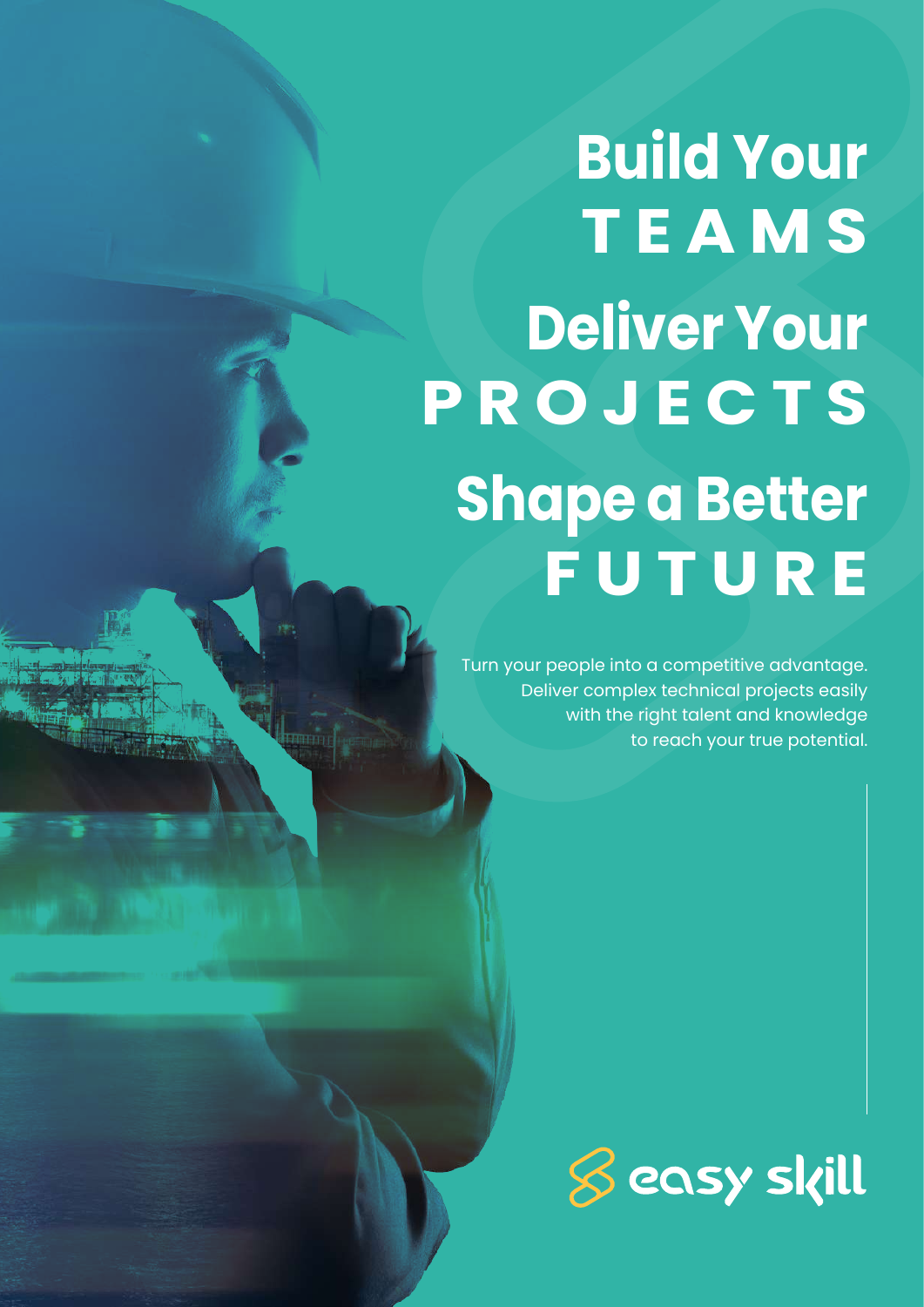# Build Your TEAMS

# Deliver Your PROJECTS

# Shape a Better FUTURE

Turn your people into a competitive advantage. Deliver complex technical projects easily with the right talent and knowledge to reach your true potential.

easy skill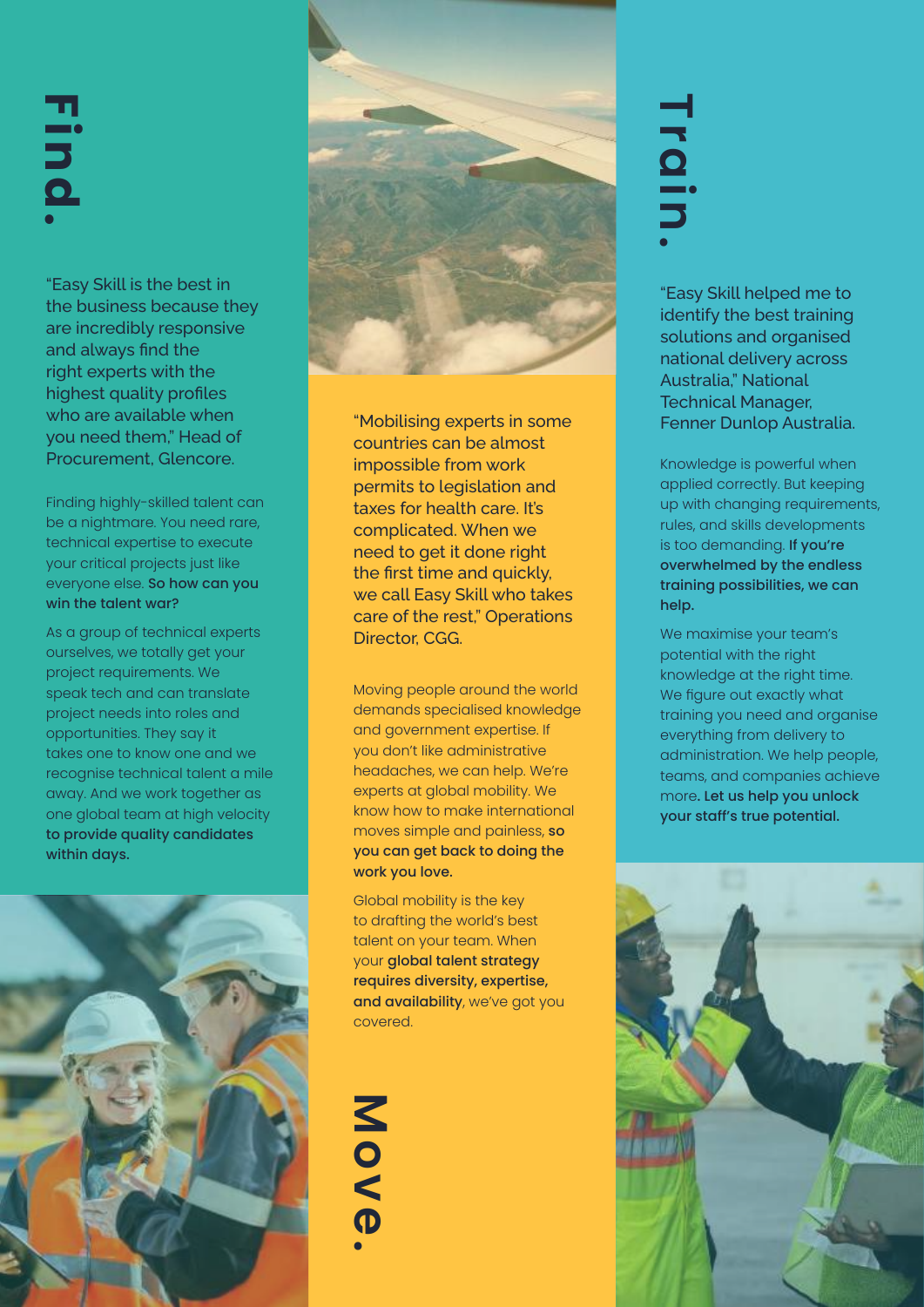# Find.

"Easy Skill is the best in the business because they are incredibly responsive and always find the right experts with the highest quality profiles who are available when you need them," Head of Procurement, Glencore.

Finding highly-skilled talent can be a nightmare. You need rare, technical expertise to execute your critical projects just like everyone else. **So how can you win the talent war?**

As a group of technical experts ourselves, we totally get your project requirements. We speak tech and can translate project needs into roles and opportunities. They say it takes one to know one and we recognise technical talent a mile away. And we work together as one global team at high velocity **to provide quality candidates within days.**

# Move.

"Mobilising experts in some countries can be almost impossible from work permits to legislation and taxes for health care. It's complicated. When we need to get it done right the first time and quickly, we call Easy Skill who takes care of the rest," Operations Director, CGG.

Moving people around the world demands specialised knowledge and government expertise. If you don't like administrative headaches, we can help. We're experts at global mobility. We know how to make international moves simple and painless, **so you can get back to doing the work you love.**

Global mobility is the key to drafting the world's best talent on your team. When your **global talent strategy requires diversity, expertise, and availability**, we've got you covered.

# Train.

"Easy Skill helped me to identify the best training solutions and organised national delivery across Australia," National Technical Manager, Fenner Dunlop Australia.

Knowledge is powerful when applied correctly. But keeping up with changing requirements, rules, and skills developments is too demanding. **If you're overwhelmed by the endless training possibilities, we can help.**

We maximise your team's potential with the right knowledge at the right time. We figure out exactly what training you need and organise everything from delivery to administration. We help people, teams, and companies achieve more**. Let us help you unlock your staff's true potential.**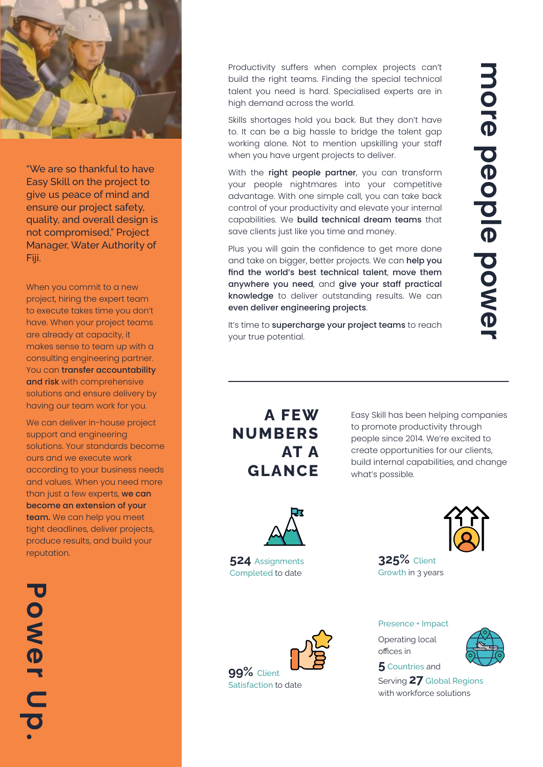"We are so thankful to have Easy Skill on the project to give us peace of mind and ensure our project safety, quality, and overall design is not compromised," Project Manager, Water Authority of Fiji.

When you commit to a new project, hiring the expert team to execute takes time you don't have. When your project teams are already at capacity, it makes sense to team up with a consulting engineering partner. You can **transfer accountability and risk** with comprehensive solutions and ensure delivery by having our team work for you.

We can deliver in-house project support and engineering solutions. Your standards become ours and we execute work according to your business needs and values. When you need more than just a few experts, **we can become an extension of your team.** We can help you meet tight deadlines, deliver projects, produce results, and build your reputation.

# Power Up.

# more people power

Productivity suffers when complex projects can't build the right teams. Finding the special technical talent you need is hard. Specialised experts are in high demand across the world.

Skills shortages hold you back. But they don't have to. It can be a big hassle to bridge the talent gap working alone. Not to mention upskilling your staff when you have urgent projects to deliver.

With the **right people partner**, you can transform your people nightmares into your competitive advantage. With one simple call, you can take back control of your productivity and elevate your internal capabilities. We **build technical dream teams** that save clients just like you time and money.

Plus you will gain the confidence to get more done and take on bigger, better projects. We can **help you find the world's best technical talent**, **move them anywhere you need**, and **give your staff practical knowledge** to deliver outstanding results. We can **even deliver engineering projects**.

It's time to **supercharge your project teams** to reach your true potential.

## A FEW NUMBERS AT A GLANCE

Easy Skill has been helping companies to promote productivity through people since 2014. We're excited to create opportunities for our clients, build internal capabilities, and change what's possible.

**524** Assignments Completed to date

**325%** Client Growth in 3 years

**99%** Client Satisfaction to date

Presence + Impact

Operating local offices in **5** Countries and Serving **27** Global Regions with workforce solutions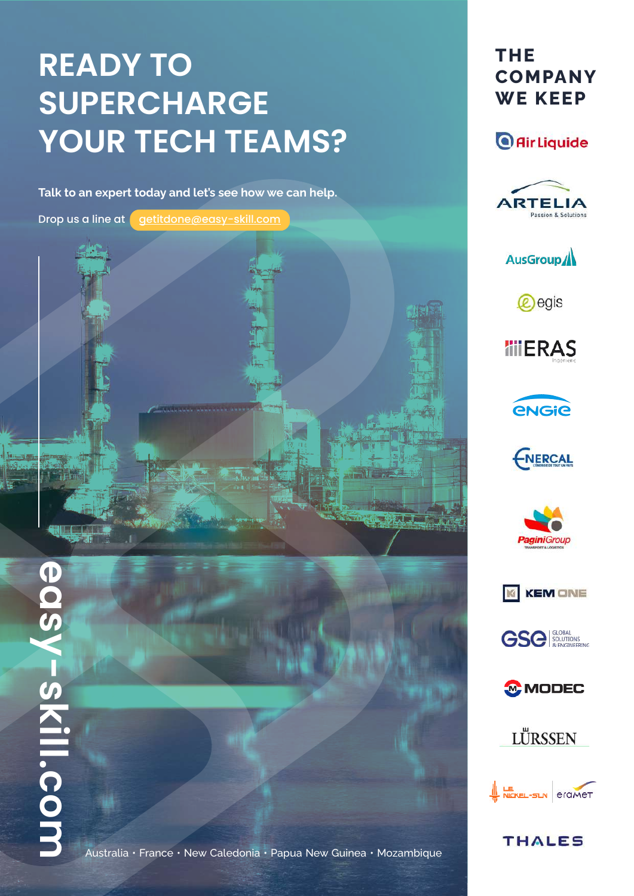# READY TO SUPERCHARGE YOUR TECH TEAMS?

**Talk to an expert today and let's see how we can help.**

Drop us a line at getitdone@easy-skill.com

easy-skill.com

Australia • France • New Caledonia • Papua New Guinea • Mozambique

## THE COMPANY WE KEEP

- Air Liquide
- ARTELIA Passion & Solutions
- AusGroup
- egis
- ERAS Ingénierie
- ENGIE
- ENERCAL
- PaginiGroup Transport & Logistics
- KEM ONE
- GSE Global Solutions & Engineering
- MODEC
- LÜRSSEN
- Le Nickel-SLN | eramet
- THALES